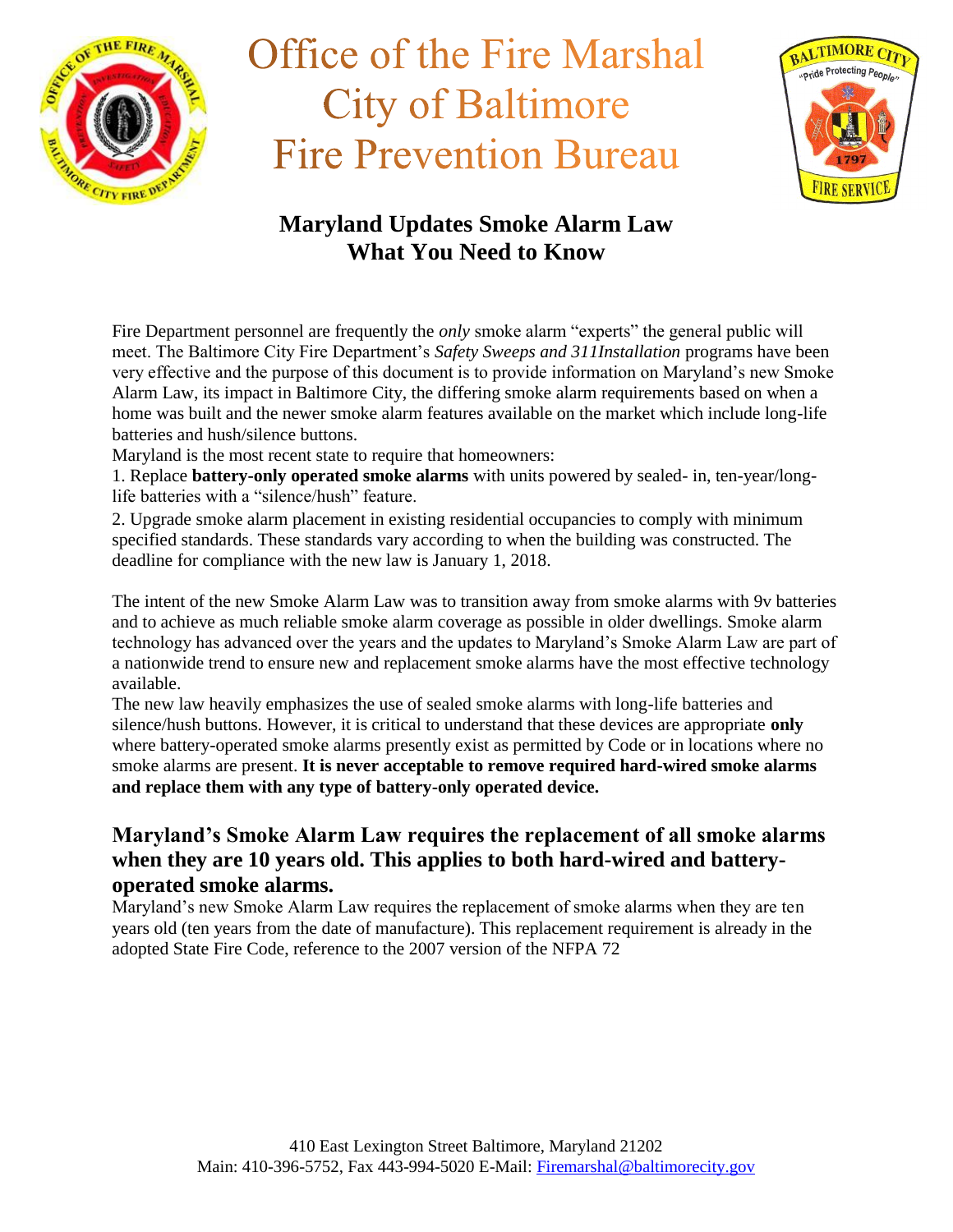# Office of the Fire Marshal
# City of Baltimore
# Fire Prevention Bureau

## Maryland Updates Smoke Alarm Law
## What You Need to Know

Fire Department personnel are frequently the *only* smoke alarm "experts" the general public will meet. The Baltimore City Fire Department's *Safety Sweeps and 311Installation* programs have been very effective and the purpose of this document is to provide information on Maryland's new Smoke Alarm Law, its impact in Baltimore City, the differing smoke alarm requirements based on when a home was built and the newer smoke alarm features available on the market which include long-life batteries and hush/silence buttons.

Maryland is the most recent state to require that homeowners:

1. Replace **battery-only operated smoke alarms** with units powered by sealed- in, ten-year/long-life batteries with a "silence/hush" feature.
2. Upgrade smoke alarm placement in existing residential occupancies to comply with minimum specified standards. These standards vary according to when the building was constructed. The deadline for compliance with the new law is January 1, 2018.

The intent of the new Smoke Alarm Law was to transition away from smoke alarms with 9v batteries and to achieve as much reliable smoke alarm coverage as possible in older dwellings. Smoke alarm technology has advanced over the years and the updates to Maryland's Smoke Alarm Law are part of a nationwide trend to ensure new and replacement smoke alarms have the most effective technology available.

The new law heavily emphasizes the use of sealed smoke alarms with long-life batteries and silence/hush buttons. However, it is critical to understand that these devices are appropriate **only** where battery-operated smoke alarms presently exist as permitted by Code or in locations where no smoke alarms are present. **It is never acceptable to remove required hard-wired smoke alarms and replace them with any type of battery-only operated device.**

### Maryland's Smoke Alarm Law requires the replacement of all smoke alarms when they are 10 years old. This applies to both hard-wired and battery-operated smoke alarms.

Maryland's new Smoke Alarm Law requires the replacement of smoke alarms when they are ten years old (ten years from the date of manufacture). This replacement requirement is already in the adopted State Fire Code, reference to the 2007 version of the NFPA 72

410 East Lexington Street Baltimore, Maryland 21202
Main: 410-396-5752, Fax 443-994-5020 E-Mail: Firemarshal@baltimorecity.gov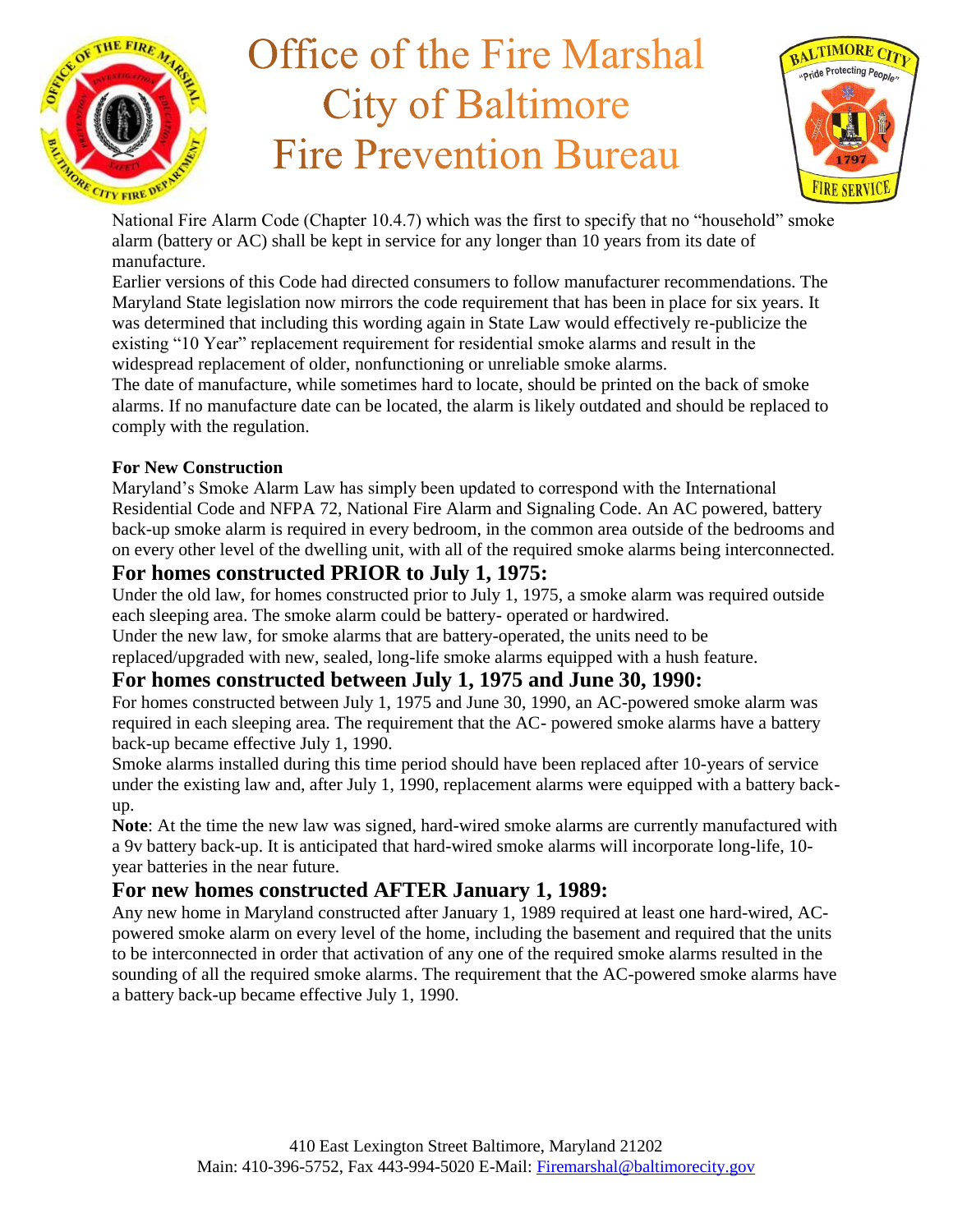National Fire Alarm Code (Chapter 10.4.7) which was the first to specify that no “household” smoke alarm (battery or AC) shall be kept in service for any longer than 10 years from its date of manufacture.

Earlier versions of this Code had directed consumers to follow manufacturer recommendations. The Maryland State legislation now mirrors the code requirement that has been in place for six years. It was determined that including this wording again in State Law would effectively re-publicize the existing “10 Year” replacement requirement for residential smoke alarms and result in the widespread replacement of older, nonfunctioning or unreliable smoke alarms.

The date of manufacture, while sometimes hard to locate, should be printed on the back of smoke alarms. If no manufacture date can be located, the alarm is likely outdated and should be replaced to comply with the regulation.

**For New Construction**

Maryland’s Smoke Alarm Law has simply been updated to correspond with the International Residential Code and NFPA 72, National Fire Alarm and Signaling Code. An AC powered, battery back-up smoke alarm is required in every bedroom, in the common area outside of the bedrooms and on every other level of the dwelling unit, with all of the required smoke alarms being interconnected.

## For homes constructed PRIOR to July 1, 1975:

Under the old law, for homes constructed prior to July 1, 1975, a smoke alarm was required outside each sleeping area. The smoke alarm could be battery- operated or hardwired.

Under the new law, for smoke alarms that are battery-operated, the units need to be replaced/upgraded with new, sealed, long-life smoke alarms equipped with a hush feature.

## For homes constructed between July 1, 1975 and June 30, 1990:

For homes constructed between July 1, 1975 and June 30, 1990, an AC-powered smoke alarm was required in each sleeping area. The requirement that the AC- powered smoke alarms have a battery back-up became effective July 1, 1990.

Smoke alarms installed during this time period should have been replaced after 10-years of service under the existing law and, after July 1, 1990, replacement alarms were equipped with a battery back-up.

**Note**: At the time the new law was signed, hard-wired smoke alarms are currently manufactured with a 9v battery back-up. It is anticipated that hard-wired smoke alarms will incorporate long-life, 10-year batteries in the near future.

## For new homes constructed AFTER January 1, 1989:

Any new home in Maryland constructed after January 1, 1989 required at least one hard-wired, AC-powered smoke alarm on every level of the home, including the basement and required that the units to be interconnected in order that activation of any one of the required smoke alarms resulted in the sounding of all the required smoke alarms. The requirement that the AC-powered smoke alarms have a battery back-up became effective July 1, 1990.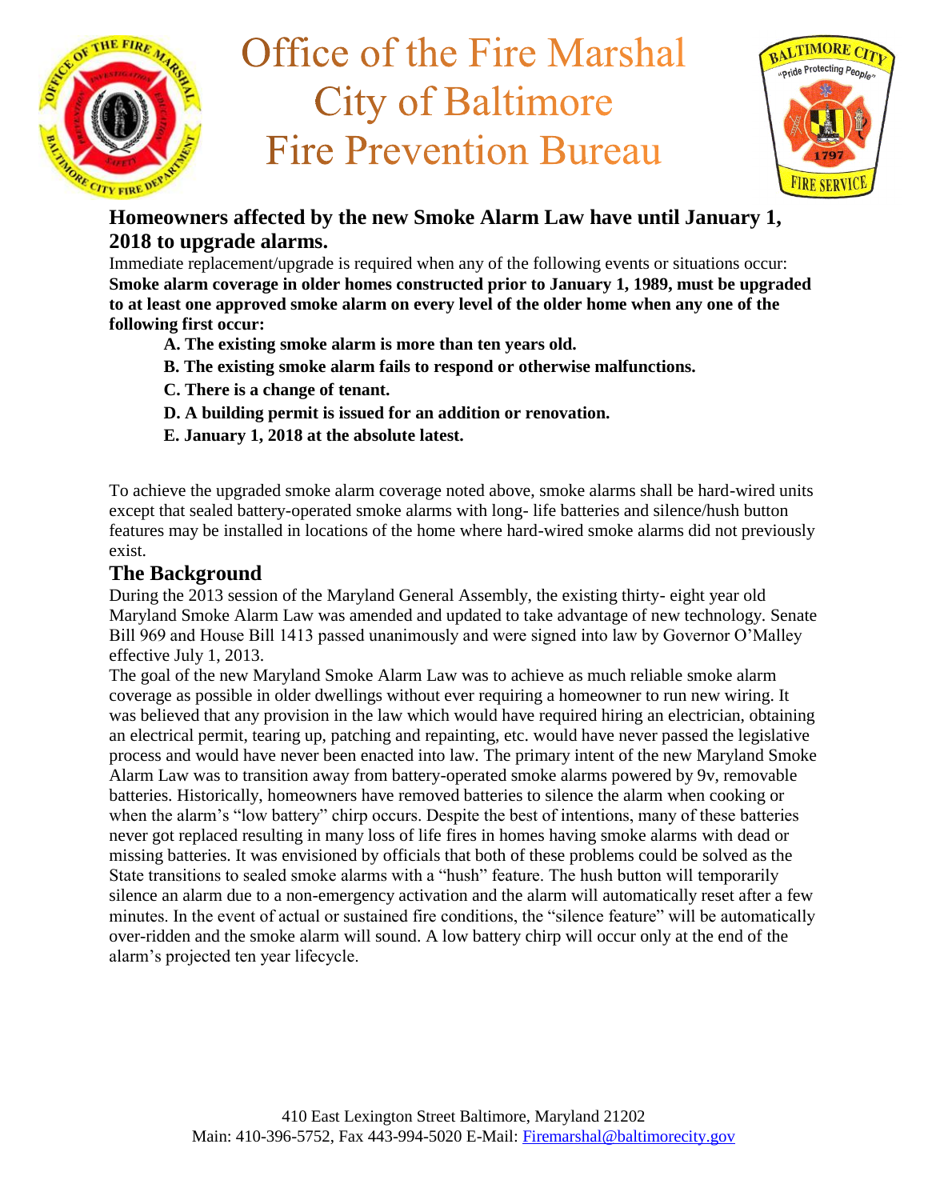# Office of the Fire Marshal
# City of Baltimore
# Fire Prevention Bureau

## Homeowners affected by the new Smoke Alarm Law have until January 1, 2018 to upgrade alarms.

Immediate replacement/upgrade is required when any of the following events or situations occur:

**Smoke alarm coverage in older homes constructed prior to January 1, 1989, must be upgraded to at least one approved smoke alarm on every level of the older home when any one of the following first occur:**

- **A. The existing smoke alarm is more than ten years old.**
- **B. The existing smoke alarm fails to respond or otherwise malfunctions.**
- **C. There is a change of tenant.**
- **D. A building permit is issued for an addition or renovation.**
- **E. January 1, 2018 at the absolute latest.**

To achieve the upgraded smoke alarm coverage noted above, smoke alarms shall be hard-wired units except that sealed battery-operated smoke alarms with long- life batteries and silence/hush button features may be installed in locations of the home where hard-wired smoke alarms did not previously exist.

## The Background

During the 2013 session of the Maryland General Assembly, the existing thirty- eight year old Maryland Smoke Alarm Law was amended and updated to take advantage of new technology. Senate Bill 969 and House Bill 1413 passed unanimously and were signed into law by Governor O'Malley effective July 1, 2013.

The goal of the new Maryland Smoke Alarm Law was to achieve as much reliable smoke alarm coverage as possible in older dwellings without ever requiring a homeowner to run new wiring. It was believed that any provision in the law which would have required hiring an electrician, obtaining an electrical permit, tearing up, patching and repainting, etc. would have never passed the legislative process and would have never been enacted into law. The primary intent of the new Maryland Smoke Alarm Law was to transition away from battery-operated smoke alarms powered by 9v, removable batteries. Historically, homeowners have removed batteries to silence the alarm when cooking or when the alarm's "low battery" chirp occurs. Despite the best of intentions, many of these batteries never got replaced resulting in many loss of life fires in homes having smoke alarms with dead or missing batteries. It was envisioned by officials that both of these problems could be solved as the State transitions to sealed smoke alarms with a "hush" feature. The hush button will temporarily silence an alarm due to a non-emergency activation and the alarm will automatically reset after a few minutes. In the event of actual or sustained fire conditions, the "silence feature" will be automatically over-ridden and the smoke alarm will sound. A low battery chirp will occur only at the end of the alarm's projected ten year lifecycle.

410 East Lexington Street Baltimore, Maryland 21202
Main: 410-396-5752, Fax 443-994-5020 E-Mail: Firemarshal@baltimorecity.gov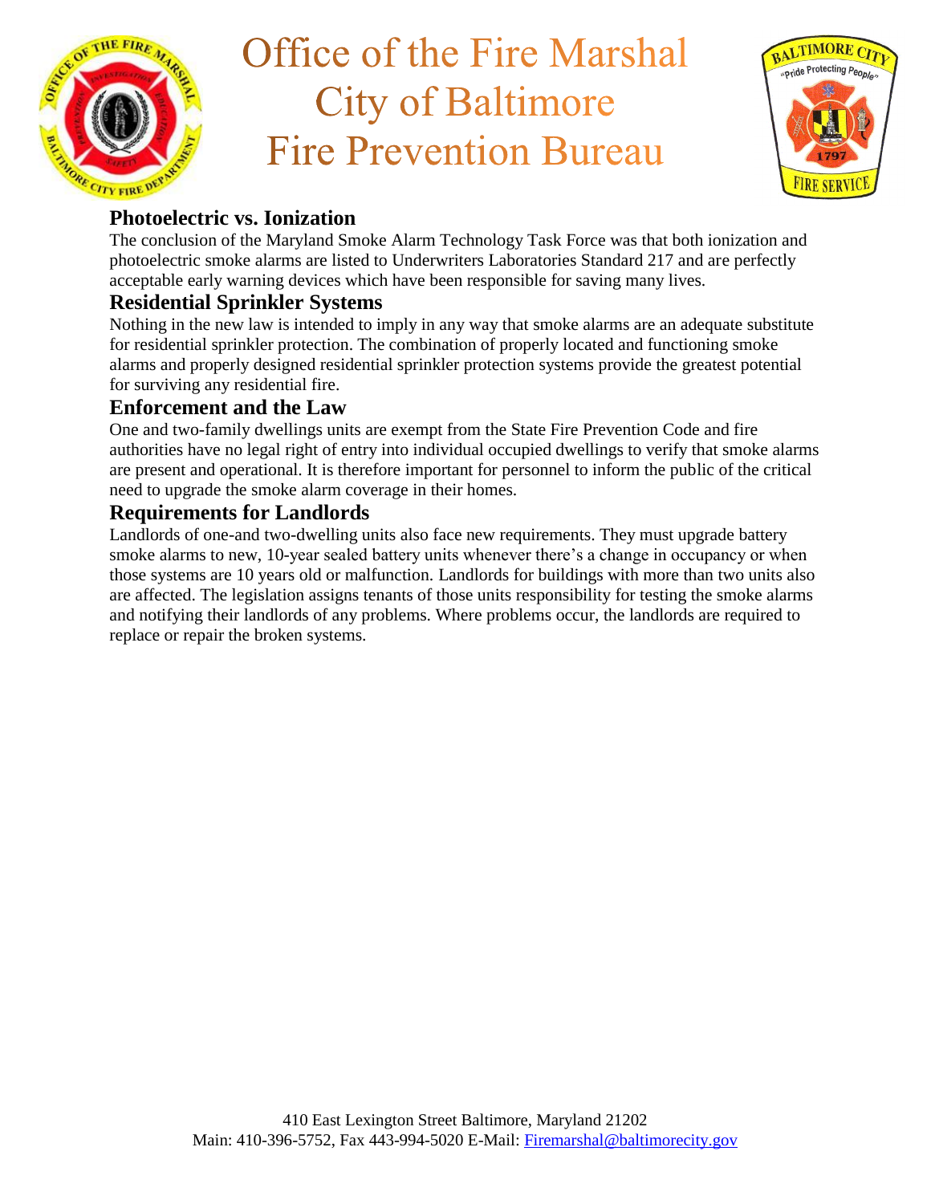# Office of the Fire Marshal
# City of Baltimore
# Fire Prevention Bureau

## Photoelectric vs. Ionization

The conclusion of the Maryland Smoke Alarm Technology Task Force was that both ionization and photoelectric smoke alarms are listed to Underwriters Laboratories Standard 217 and are perfectly acceptable early warning devices which have been responsible for saving many lives.

## Residential Sprinkler Systems

Nothing in the new law is intended to imply in any way that smoke alarms are an adequate substitute for residential sprinkler protection. The combination of properly located and functioning smoke alarms and properly designed residential sprinkler protection systems provide the greatest potential for surviving any residential fire.

## Enforcement and the Law

One and two-family dwellings units are exempt from the State Fire Prevention Code and fire authorities have no legal right of entry into individual occupied dwellings to verify that smoke alarms are present and operational. It is therefore important for personnel to inform the public of the critical need to upgrade the smoke alarm coverage in their homes.

## Requirements for Landlords

Landlords of one-and two-dwelling units also face new requirements. They must upgrade battery smoke alarms to new, 10-year sealed battery units whenever there's a change in occupancy or when those systems are 10 years old or malfunction. Landlords for buildings with more than two units also are affected. The legislation assigns tenants of those units responsibility for testing the smoke alarms and notifying their landlords of any problems. Where problems occur, the landlords are required to replace or repair the broken systems.

410 East Lexington Street Baltimore, Maryland 21202
Main: 410-396-5752, Fax 443-994-5020 E-Mail: Firemarshal@baltimorecity.gov